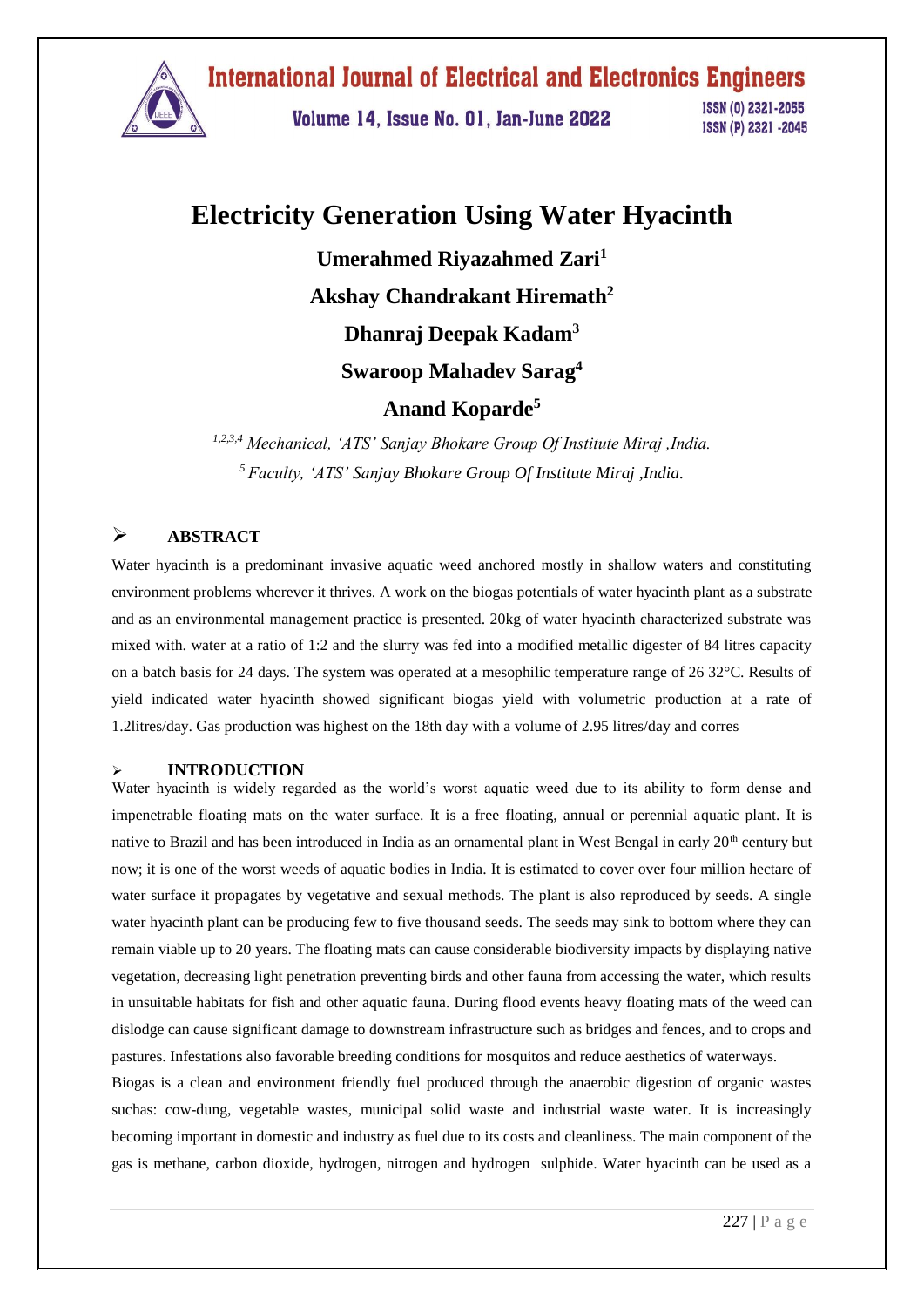# Electricity Generation Using Water Hyacinth

**Umerahmed Riyazahmed Zari[1]**

**Akshay Chandrakant Hiremath[2]**

**Dhanraj Deepak Kadam[3]**

**Swaroop Mahadev Sarag[4]**

**Anand Koparde[5]**

*[1,2,3,4] Mechanical, 'ATS' Sanjay Bhokare Group Of Institute Miraj ,India.*

*[5] Faculty, 'ATS' Sanjay Bhokare Group Of Institute Miraj ,India.*

## ➢ ABSTRACT

Water hyacinth is a predominant invasive aquatic weed anchored mostly in shallow waters and constituting environment problems wherever it thrives. A work on the biogas potentials of water hyacinth plant as a substrate and as an environmental management practice is presented. 20kg of water hyacinth characterized substrate was mixed with. water at a ratio of 1:2 and the slurry was fed into a modified metallic digester of 84 litres capacity on a batch basis for 24 days. The system was operated at a mesophilic temperature range of 26 32°C. Results of yield indicated water hyacinth showed significant biogas yield with volumetric production at a rate of 1.2litres/day. Gas production was highest on the 18th day with a volume of 2.95 litres/day and corres

## ➢ INTRODUCTION

Water hyacinth is widely regarded as the world's worst aquatic weed due to its ability to form dense and impenetrable floating mats on the water surface. It is a free floating, annual or perennial aquatic plant. It is native to Brazil and has been introduced in India as an ornamental plant in West Bengal in early 20$^{th}$ century but now; it is one of the worst weeds of aquatic bodies in India. It is estimated to cover over four million hectare of water surface it propagates by vegetative and sexual methods. The plant is also reproduced by seeds. A single water hyacinth plant can be producing few to five thousand seeds. The seeds may sink to bottom where they can remain viable up to 20 years. The floating mats can cause considerable biodiversity impacts by displaying native vegetation, decreasing light penetration preventing birds and other fauna from accessing the water, which results in unsuitable habitats for fish and other aquatic fauna. During flood events heavy floating mats of the weed can dislodge can cause significant damage to downstream infrastructure such as bridges and fences, and to crops and pastures. Infestations also favorable breeding conditions for mosquitos and reduce aesthetics of waterways.

Biogas is a clean and environment friendly fuel produced through the anaerobic digestion of organic wastes suchas: cow-dung, vegetable wastes, municipal solid waste and industrial waste water. It is increasingly becoming important in domestic and industry as fuel due to its costs and cleanliness. The main component of the gas is methane, carbon dioxide, hydrogen, nitrogen and hydrogen sulphide. Water hyacinth can be used as a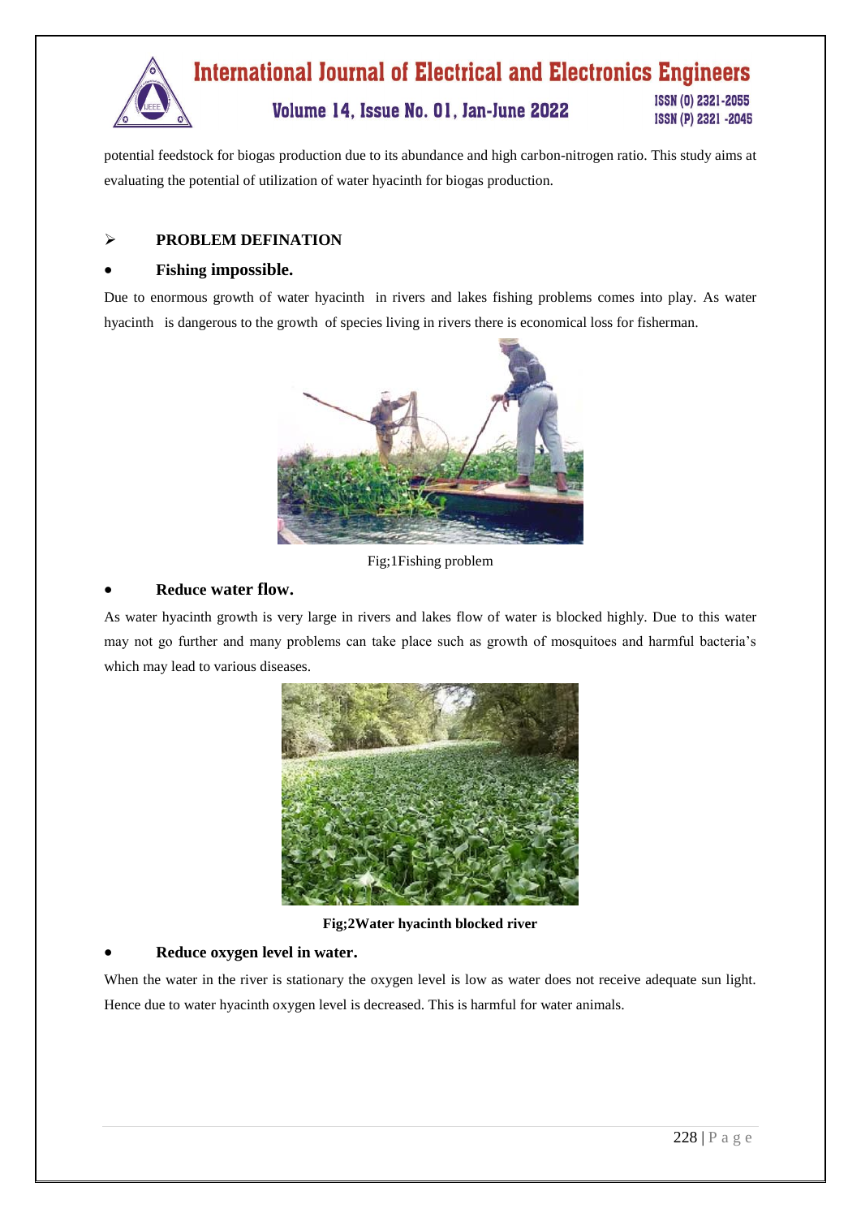potential feedstock for biogas production due to its abundance and high carbon-nitrogen ratio. This study aims at evaluating the potential of utilization of water hyacinth for biogas production.

## PROBLEM DEFINATION

- **Fishing impossible.**

Due to enormous growth of water hyacinth in rivers and lakes fishing problems comes into play. As water hyacinth is dangerous to the growth of species living in rivers there is economical loss for fisherman.

Fig;1Fishing problem

- **Reduce water flow.**

As water hyacinth growth is very large in rivers and lakes flow of water is blocked highly. Due to this water may not go further and many problems can take place such as growth of mosquitoes and harmful bacteria's which may lead to various diseases.

**Fig;2Water hyacinth blocked river**

- **Reduce oxygen level in water.**

When the water in the river is stationary the oxygen level is low as water does not receive adequate sun light. Hence due to water hyacinth oxygen level is decreased. This is harmful for water animals.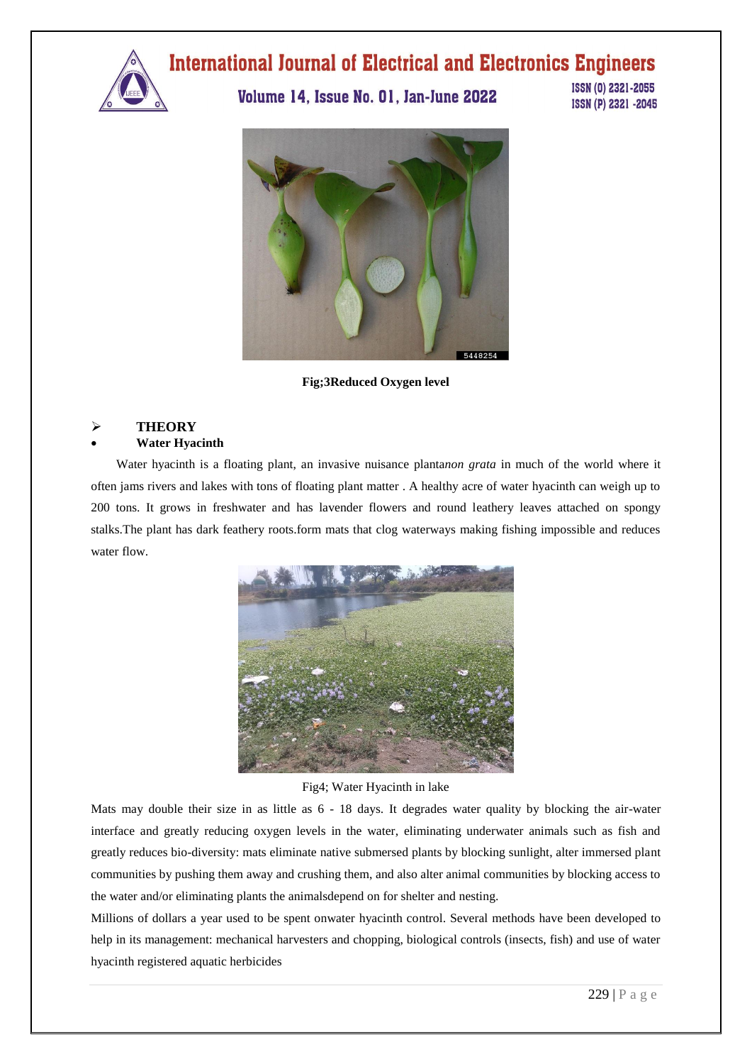**Fig;3Reduced Oxygen level**

- **THEORY**

- **Water Hyacinth**

Water hyacinth is a floating plant, an invasive nuisance planta*non grata* in much of the world where it often jams rivers and lakes with tons of floating plant matter . A healthy acre of water hyacinth can weigh up to 200 tons. It grows in freshwater and has lavender flowers and round leathery leaves attached on spongy stalks.The plant has dark feathery roots.form mats that clog waterways making fishing impossible and reduces water flow.

Fig4; Water Hyacinth in lake

Mats may double their size in as little as 6 - 18 days. It degrades water quality by blocking the air-water interface and greatly reducing oxygen levels in the water, eliminating underwater animals such as fish and greatly reduces bio-diversity: mats eliminate native submersed plants by blocking sunlight, alter immersed plant communities by pushing them away and crushing them, and also alter animal communities by blocking access to the water and/or eliminating plants the animalsdepend on for shelter and nesting.

Millions of dollars a year used to be spent onwater hyacinth control. Several methods have been developed to help in its management: mechanical harvesters and chopping, biological controls (insects, fish) and use of water hyacinth registered aquatic herbicides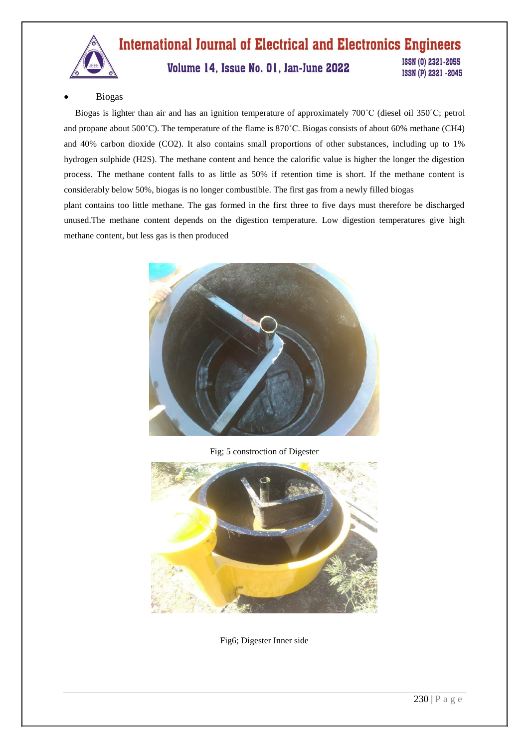- Biogas

Biogas is lighter than air and has an ignition temperature of approximately 700˚C (diesel oil 350˚C; petrol and propane about 500˚C). The temperature of the flame is 870˚C. Biogas consists of about 60% methane ($CH_4$) and 40% carbon dioxide ($CO_2$). It also contains small proportions of other substances, including up to 1% hydrogen sulphide ($H_2S$). The methane content and hence the calorific value is higher the longer the digestion process. The methane content falls to as little as 50% if retention time is short. If the methane content is considerably below 50%, biogas is no longer combustible. The first gas from a newly filled biogas plant contains too little methane. The gas formed in the first three to five days must therefore be discharged unused.The methane content depends on the digestion temperature. Low digestion temperatures give high methane content, but less gas is then produced

Fig; 5 constroction of Digester

Fig6; Digester Inner side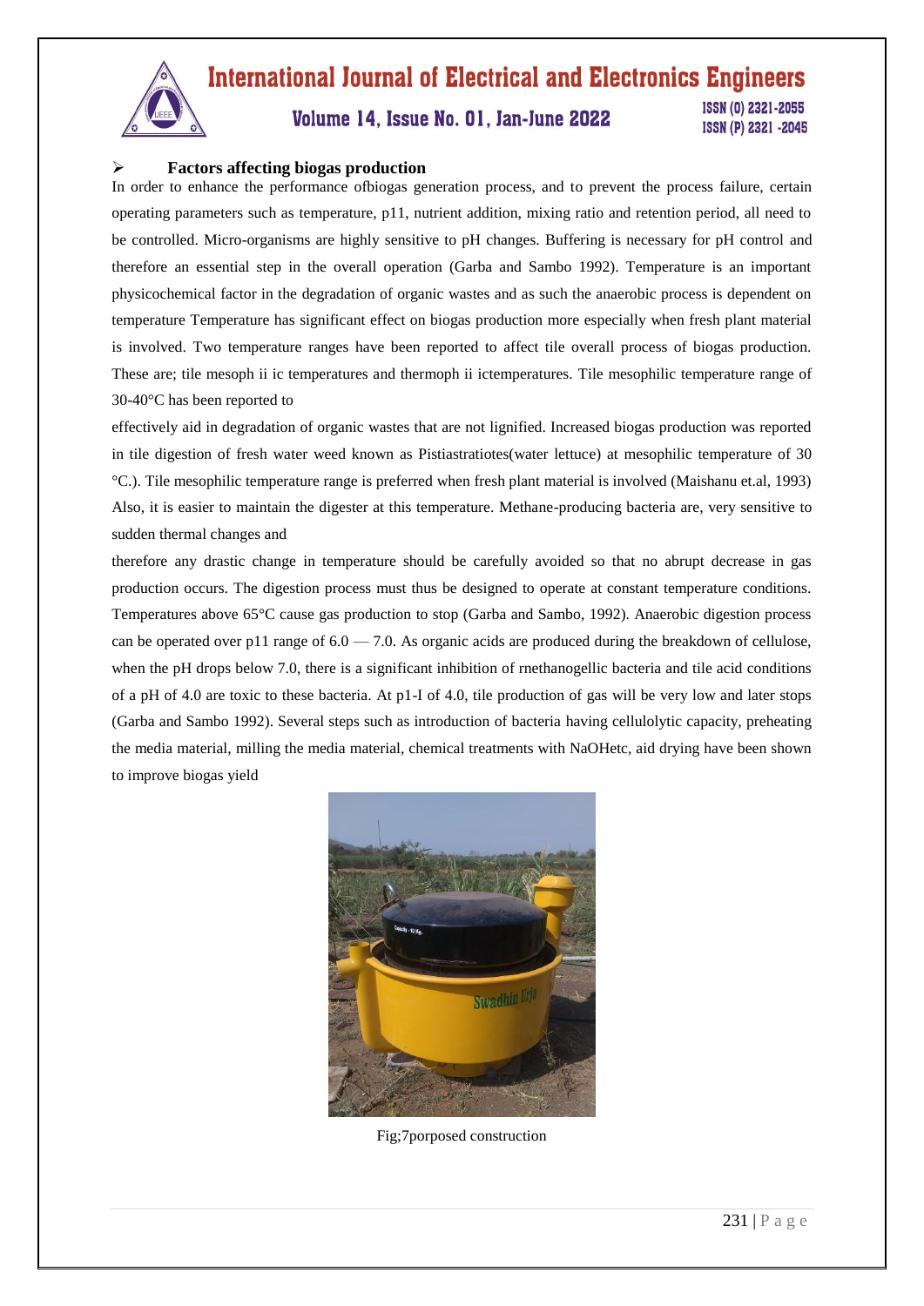## ➢ Factors affecting biogas production

In order to enhance the performance ofbiogas generation process, and to prevent the process failure, certain operating parameters such as temperature, p11, nutrient addition, mixing ratio and retention period, all need to be controlled. Micro-organisms are highly sensitive to pH changes. Buffering is necessary for pH control and therefore an essential step in the overall operation (Garba and Sambo 1992). Temperature is an important physicochemical factor in the degradation of organic wastes and as such the anaerobic process is dependent on temperature Temperature has significant effect on biogas production more especially when fresh plant material is involved. Two temperature ranges have been reported to affect tile overall process of biogas production. These are; tile mesoph ii ic temperatures and thermoph ii ictemperatures. Tile mesophilic temperature range of 30-40°C has been reported to

effectively aid in degradation of organic wastes that are not lignified. Increased biogas production was reported in tile digestion of fresh water weed known as Pistiastratiotes(water lettuce) at mesophilic temperature of 30 °C.). Tile mesophilic temperature range is preferred when fresh plant material is involved (Maishanu et.al, 1993) Also, it is easier to maintain the digester at this temperature. Methane-producing bacteria are, very sensitive to sudden thermal changes and

therefore any drastic change in temperature should be carefully avoided so that no abrupt decrease in gas production occurs. The digestion process must thus be designed to operate at constant temperature conditions. Temperatures above 65°C cause gas production to stop (Garba and Sambo, 1992). Anaerobic digestion process can be operated over p11 range of 6.0 — 7.0. As organic acids are produced during the breakdown of cellulose, when the pH drops below 7.0, there is a significant inhibition of rnethanogellic bacteria and tile acid conditions of a pH of 4.0 are toxic to these bacteria. At p1-I of 4.0, tile production of gas will be very low and later stops (Garba and Sambo 1992). Several steps such as introduction of bacteria having cellulolytic capacity, preheating the media material, milling the media material, chemical treatments with NaOHetc, aid drying have been shown to improve biogas yield

Fig;7porposed construction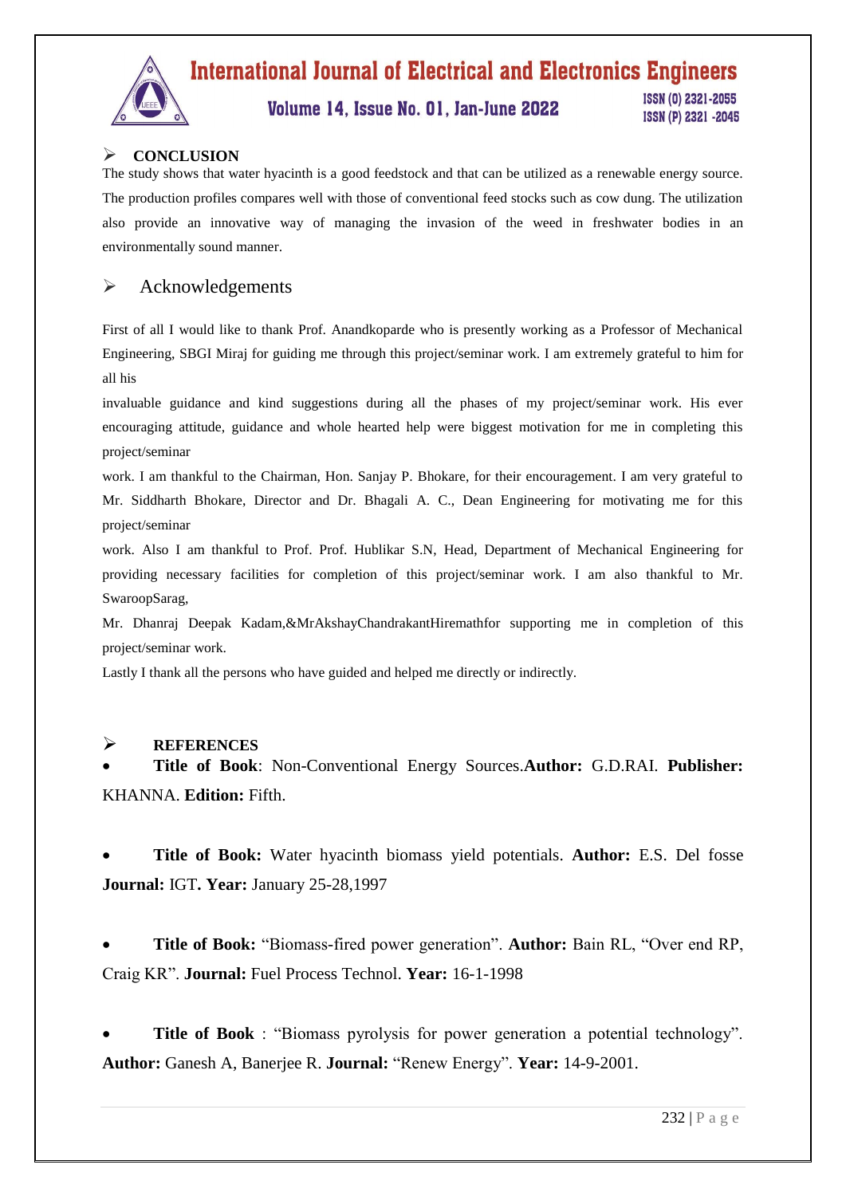## CONCLUSION

The study shows that water hyacinth is a good feedstock and that can be utilized as a renewable energy source. The production profiles compares well with those of conventional feed stocks such as cow dung. The utilization also provide an innovative way of managing the invasion of the weed in freshwater bodies in an environmentally sound manner.

## Acknowledgements

First of all I would like to thank Prof. Anandkoparde who is presently working as a Professor of Mechanical Engineering, SBGI Miraj for guiding me through this project/seminar work. I am extremely grateful to him for all his

invaluable guidance and kind suggestions during all the phases of my project/seminar work. His ever encouraging attitude, guidance and whole hearted help were biggest motivation for me in completing this project/seminar

work. I am thankful to the Chairman, Hon. Sanjay P. Bhokare, for their encouragement. I am very grateful to Mr. Siddharth Bhokare, Director and Dr. Bhagali A. C., Dean Engineering for motivating me for this project/seminar

work. Also I am thankful to Prof. Prof. Hublikar S.N, Head, Department of Mechanical Engineering for providing necessary facilities for completion of this project/seminar work. I am also thankful to Mr. SwaroopSarag,

Mr. Dhanraj Deepak Kadam,&MrAkshayChandrakantHiremathfor supporting me in completion of this project/seminar work.

Lastly I thank all the persons who have guided and helped me directly or indirectly.

## REFERENCES

- **Title of Book**: Non-Conventional Energy Sources.**Author:** G.D.RAI. **Publisher:** KHANNA. **Edition:** Fifth.

- **Title of Book:** Water hyacinth biomass yield potentials. **Author:** E.S. Del fosse **Journal:** IGT**. Year:** January 25-28,1997

- **Title of Book:** “Biomass-fired power generation”. **Author:** Bain RL, “Over end RP, Craig KR”. **Journal:** Fuel Process Technol. **Year:** 16-1-1998

- **Title of Book** : “Biomass pyrolysis for power generation a potential technology”. **Author:** Ganesh A, Banerjee R. **Journal:** “Renew Energy”. **Year:** 14-9-2001.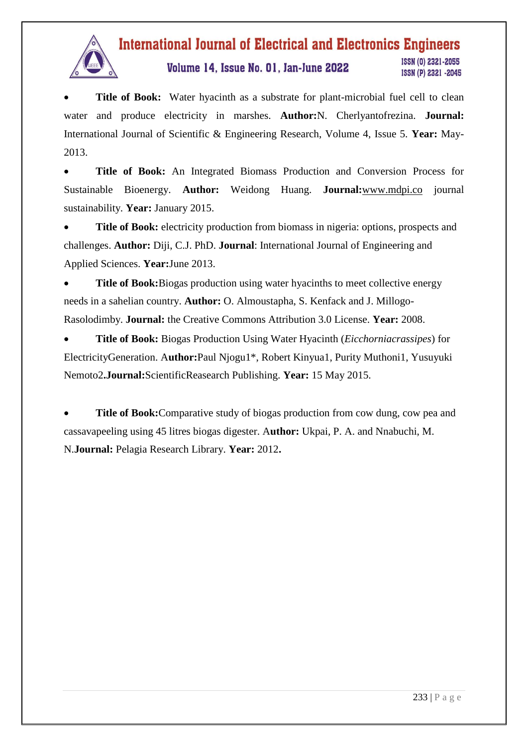- **Title of Book:** Water hyacinth as a substrate for plant-microbial fuel cell to clean water and produce electricity in marshes. **Author:**N. Cherlyantofrezina. **Journal:** International Journal of Scientific & Engineering Research, Volume 4, Issue 5. **Year:** May-2013.

- **Title of Book:** An Integrated Biomass Production and Conversion Process for Sustainable Bioenergy. **Author:** Weidong Huang. **Journal:**www.mdpi.co journal sustainability. **Year:** January 2015.

- **Title of Book:** electricity production from biomass in nigeria: options, prospects and challenges. **Author:** Diji, C.J. PhD. **Journal**: International Journal of Engineering and Applied Sciences. **Year:**June 2013.

- **Title of Book:**Biogas production using water hyacinths to meet collective energy needs in a sahelian country. **Author:** O. Almoustapha, S. Kenfack and J. Millogo-Rasolodimby. **Journal:** the Creative Commons Attribution 3.0 License. **Year:** 2008.

- **Title of Book:** Biogas Production Using Water Hyacinth (*Eicchorniacrassipes*) for ElectricityGeneration. A**uthor:**Paul Njogu1*, Robert Kinyua1, Purity Muthoni1, Yusuyuki Nemoto2**.Journal:**ScientificReasearch Publishing. **Year:** 15 May 2015.

- **Title of Book:**Comparative study of biogas production from cow dung, cow pea and cassavapeeling using 45 litres biogas digester. A**uthor:** Ukpai, P. A. and Nnabuchi, M. N.**Journal:** Pelagia Research Library. **Year:** 2012**.**